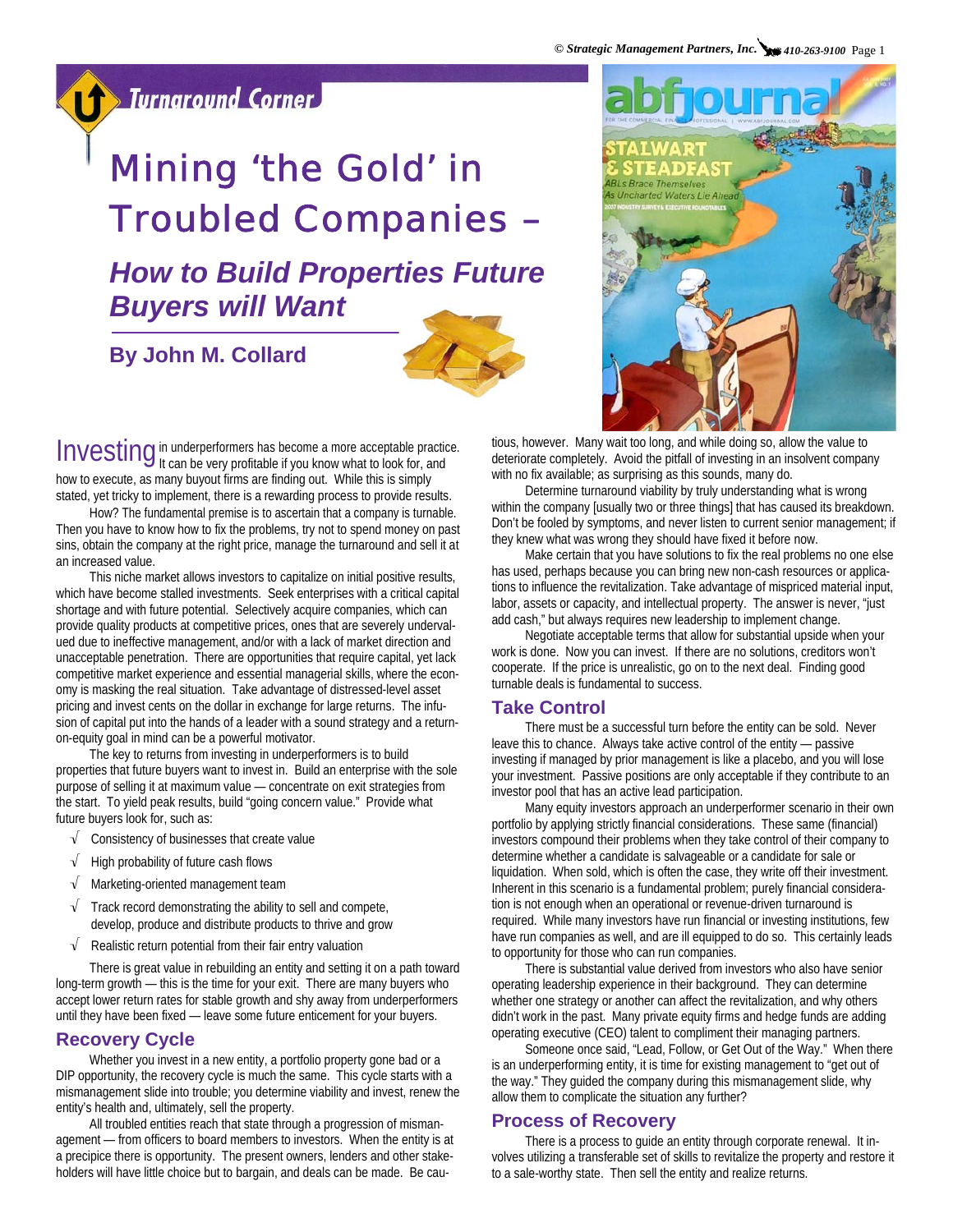Turnaround Corner

# Mining 'the Gold' in Troubled Companies –

## *How to Build Properties Future Buyers will Want*

**By John M. Collard**

Investing in underperformers has become a more acceptable practice. It can be very profitable if you know what to look for, and how to execute, as many buyout firms are finding out. While this is simply stated, yet tricky to implement, there is a rewarding process to provide results.

How? The fundamental premise is to ascertain that a company is turnable. Then you have to know how to fix the problems, try not to spend money on past sins, obtain the company at the right price, manage the turnaround and sell it at an increased value.

This niche market allows investors to capitalize on initial positive results, which have become stalled investments. Seek enterprises with a critical capital shortage and with future potential. Selectively acquire companies, which can provide quality products at competitive prices, ones that are severely undervalued due to ineffective management, and/or with a lack of market direction and unacceptable penetration. There are opportunities that require capital, yet lack competitive market experience and essential managerial skills, where the economy is masking the real situation. Take advantage of distressed-level asset pricing and invest cents on the dollar in exchange for large returns. The infusion of capital put into the hands of a leader with a sound strategy and a return-on-equity goal in mind can be a powerful motivator.

The key to returns from investing in underperformers is to build properties that future buyers want to invest in. Build an enterprise with the sole purpose of selling it at maximum value — concentrate on exit strategies from the start. To yield peak results, build "going concern value." Provide what future buyers look for, such as:

- √ Consistency of businesses that create value
- √ High probability of future cash flows
- √ Marketing-oriented management team
- √ Track record demonstrating the ability to sell and compete, develop, produce and distribute products to thrive and grow
- √ Realistic return potential from their fair entry valuation

There is great value in rebuilding an entity and setting it on a path toward long-term growth — this is the time for your exit. There are many buyers who accept lower return rates for stable growth and shy away from underperformers until they have been fixed — leave some future enticement for your buyers.

### Recovery Cycle

Whether you invest in a new entity, a portfolio property gone bad or a DIP opportunity, the recovery cycle is much the same. This cycle starts with a mismanagement slide into trouble; you determine viability and invest, renew the entity's health and, ultimately, sell the property.

All troubled entities reach that state through a progression of mismanagement — from officers to board members to investors. When the entity is at a precipice there is opportunity. The present owners, lenders and other stakeholders will have little choice but to bargain, and deals can be made. Be cautious, however. Many wait too long, and while doing so, allow the value to deteriorate completely. Avoid the pitfall of investing in an insolvent company with no fix available; as surprising as this sounds, many do.

Determine turnaround viability by truly understanding what is wrong within the company [usually two or three things] that has caused its breakdown. Don't be fooled by symptoms, and never listen to current senior management; if they knew what was wrong they should have fixed it before now.

Make certain that you have solutions to fix the real problems no one else has used, perhaps because you can bring new non-cash resources or applications to influence the revitalization. Take advantage of mispriced material input, labor, assets or capacity, and intellectual property. The answer is never, "just add cash," but always requires new leadership to implement change.

Negotiate acceptable terms that allow for substantial upside when your work is done. Now you can invest. If there are no solutions, creditors won't cooperate. If the price is unrealistic, go on to the next deal. Finding good turnable deals is fundamental to success.

### Take Control

There must be a successful turn before the entity can be sold. Never leave this to chance. Always take active control of the entity — passive investing if managed by prior management is like a placebo, and you will lose your investment. Passive positions are only acceptable if they contribute to an investor pool that has an active lead participation.

Many equity investors approach an underperformer scenario in their own portfolio by applying strictly financial considerations. These same (financial) investors compound their problems when they take control of their company to determine whether a candidate is salvageable or a candidate for sale or liquidation. When sold, which is often the case, they write off their investment. Inherent in this scenario is a fundamental problem; purely financial consideration is not enough when an operational or revenue-driven turnaround is required. While many investors have run financial or investing institutions, few have run companies as well, and are ill equipped to do so. This certainly leads to opportunity for those who can run companies.

There is substantial value derived from investors who also have senior operating leadership experience in their background. They can determine whether one strategy or another can affect the revitalization, and why others didn't work in the past. Many private equity firms and hedge funds are adding operating executive (CEO) talent to compliment their managing partners.

Someone once said, "Lead, Follow, or Get Out of the Way." When there is an underperforming entity, it is time for existing management to "get out of the way." They guided the company during this mismanagement slide, why allow them to complicate the situation any further?

### Process of Recovery

There is a process to guide an entity through corporate renewal. It involves utilizing a transferable set of skills to revitalize the property and restore it to a sale-worthy state. Then sell the entity and realize returns.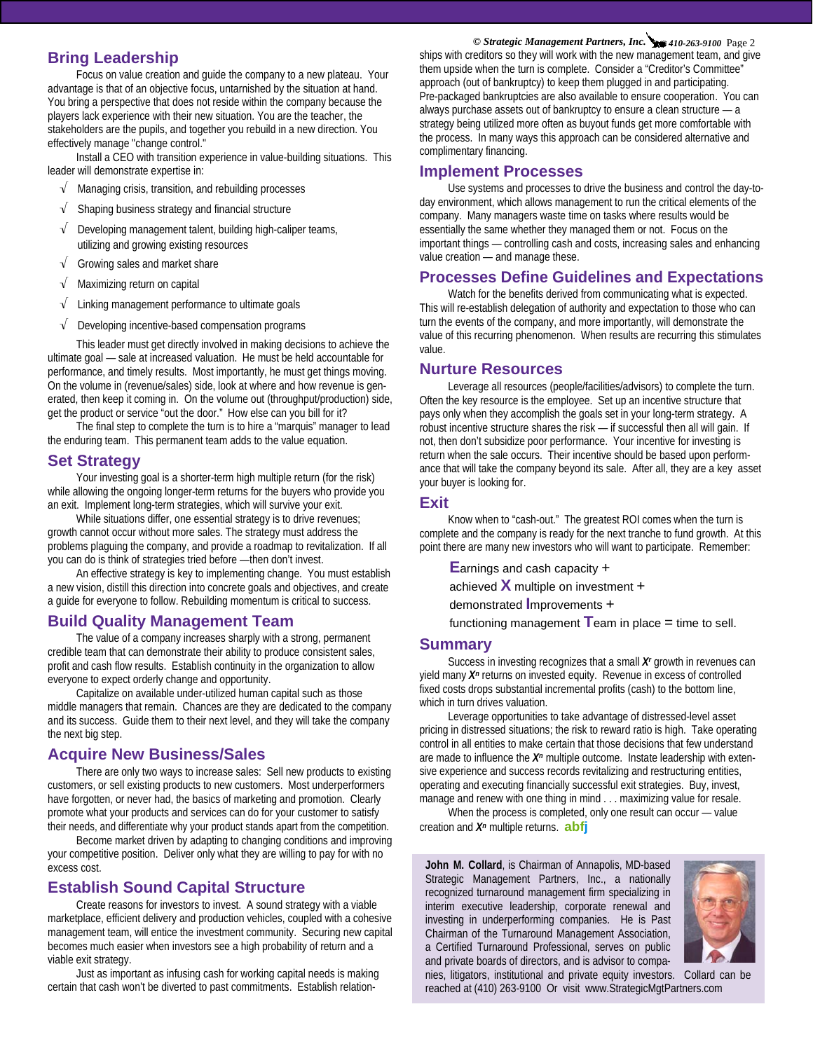## Bring Leadership

Focus on value creation and guide the company to a new plateau. Your advantage is that of an objective focus, untarnished by the situation at hand. You bring a perspective that does not reside within the company because the players lack experience with their new situation. You are the teacher, the stakeholders are the pupils, and together you rebuild in a new direction. You effectively manage "change control."

Install a CEO with transition experience in value-building situations. This leader will demonstrate expertise in:

- √ Managing crisis, transition, and rebuilding processes
- √ Shaping business strategy and financial structure
- √ Developing management talent, building high-caliper teams, utilizing and growing existing resources
- √ Growing sales and market share
- √ Maximizing return on capital
- √ Linking management performance to ultimate goals
- √ Developing incentive-based compensation programs

This leader must get directly involved in making decisions to achieve the ultimate goal — sale at increased valuation. He must be held accountable for performance, and timely results. Most importantly, he must get things moving. On the volume in (revenue/sales) side, look at where and how revenue is generated, then keep it coming in. On the volume out (throughput/production) side, get the product or service "out the door." How else can you bill for it?

The final step to complete the turn is to hire a "marquis" manager to lead the enduring team. This permanent team adds to the value equation.

## Set Strategy

Your investing goal is a shorter-term high multiple return (for the risk) while allowing the ongoing longer-term returns for the buyers who provide you an exit. Implement long-term strategies, which will survive your exit.

While situations differ, one essential strategy is to drive revenues; growth cannot occur without more sales. The strategy must address the problems plaguing the company, and provide a roadmap to revitalization. If all you can do is think of strategies tried before —then don't invest.

An effective strategy is key to implementing change. You must establish a new vision, distill this direction into concrete goals and objectives, and create a guide for everyone to follow. Rebuilding momentum is critical to success.

## Build Quality Management Team

The value of a company increases sharply with a strong, permanent credible team that can demonstrate their ability to produce consistent sales, profit and cash flow results. Establish continuity in the organization to allow everyone to expect orderly change and opportunity.

Capitalize on available under-utilized human capital such as those middle managers that remain. Chances are they are dedicated to the company and its success. Guide them to their next level, and they will take the company the next big step.

## Acquire New Business/Sales

There are only two ways to increase sales: Sell new products to existing customers, or sell existing products to new customers. Most underperformers have forgotten, or never had, the basics of marketing and promotion. Clearly promote what your products and services can do for your customer to satisfy their needs, and differentiate why your product stands apart from the competition.

Become market driven by adapting to changing conditions and improving your competitive position. Deliver only what they are willing to pay for with no excess cost.

## Establish Sound Capital Structure

Create reasons for investors to invest. A sound strategy with a viable marketplace, efficient delivery and production vehicles, coupled with a cohesive management team, will entice the investment community. Securing new capital becomes much easier when investors see a high probability of return and a viable exit strategy.

Just as important as infusing cash for working capital needs is making certain that cash won't be diverted to past commitments. Establish relationships with creditors so they will work with the new management team, and give them upside when the turn is complete. Consider a "Creditor's Committee" approach (out of bankruptcy) to keep them plugged in and participating. Pre-packaged bankruptcies are also available to ensure cooperation. You can always purchase assets out of bankruptcy to ensure a clean structure — a strategy being utilized more often as buyout funds get more comfortable with the process. In many ways this approach can be considered alternative and complimentary financing.

## Implement Processes

Use systems and processes to drive the business and control the day-to-day environment, which allows management to run the critical elements of the company. Many managers waste time on tasks where results would be essentially the same whether they managed them or not. Focus on the important things — controlling cash and costs, increasing sales and enhancing value creation — and manage these.

## Processes Define Guidelines and Expectations

Watch for the benefits derived from communicating what is expected. This will re-establish delegation of authority and expectation to those who can turn the events of the company, and more importantly, will demonstrate the value of this recurring phenomenon. When results are recurring this stimulates value.

## Nurture Resources

Leverage all resources (people/facilities/advisors) to complete the turn. Often the key resource is the employee. Set up an incentive structure that pays only when they accomplish the goals set in your long-term strategy. A robust incentive structure shares the risk — if successful then all will gain. If not, then don't subsidize poor performance. Your incentive for investing is return when the sale occurs. Their incentive should be based upon performance that will take the company beyond its sale. After all, they are a key asset your buyer is looking for.

## Exit

Know when to "cash-out." The greatest ROI comes when the turn is complete and the company is ready for the next tranche to fund growth. At this point there are many new investors who will want to participate. Remember:

**E**arnings and cash capacity +
achieved **X** multiple on investment +
demonstrated **I**mprovements +
functioning management **T**eam in place = time to sell.

## Summary

Success in investing recognizes that a small $X^r$ growth in revenues can yield many $X^n$ returns on invested equity. Revenue in excess of controlled fixed costs drops substantial incremental profits (cash) to the bottom line, which in turn drives valuation.

Leverage opportunities to take advantage of distressed-level asset pricing in distressed situations; the risk to reward ratio is high. Take operating control in all entities to make certain that those decisions that few understand are made to influence the $X^n$ multiple outcome. Instate leadership with extensive experience and success records revitalizing and restructuring entities, operating and executing financially successful exit strategies. Buy, invest, manage and renew with one thing in mind . . . maximizing value for resale.

When the process is completed, only one result can occur — value creation and $X^n$ multiple returns. **abfj**

---

**John M. Collard**, is Chairman of Annapolis, MD-based Strategic Management Partners, Inc., a nationally recognized turnaround management firm specializing in interim executive leadership, corporate renewal and investing in underperforming companies. He is Past Chairman of the Turnaround Management Association, a Certified Turnaround Professional, serves on public and private boards of directors, and is advisor to companies, litigators, institutional and private equity investors. Collard can be reached at (410) 263-9100 Or visit www.StrategicMgtPartners.com